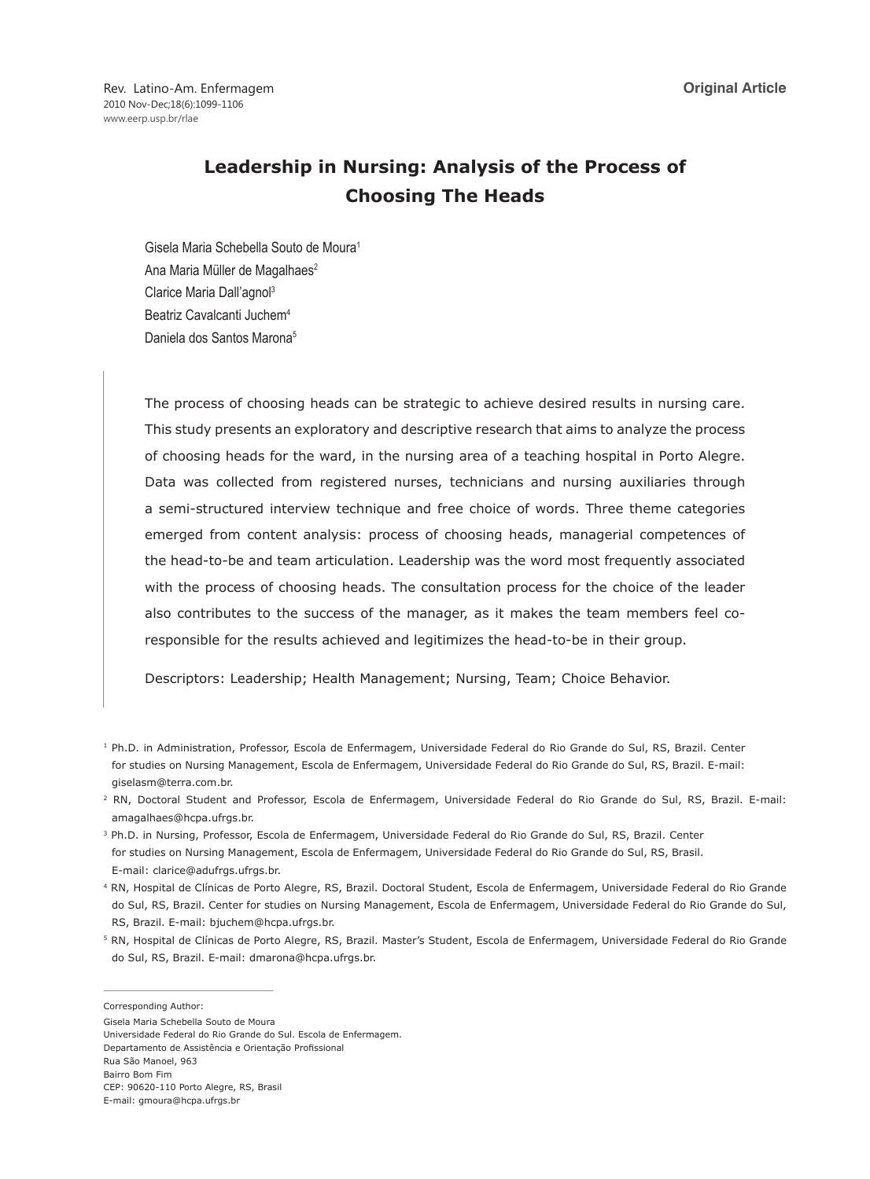Original Article

# Leadership in Nursing: Analysis of the Process of Choosing The Heads

Gisela Maria Schebella Souto de Moura[1]
Ana Maria Müller de Magalhaes[2]
Clarice Maria Dall'agnol[3]
Beatriz Cavalcanti Juchem[4]
Daniela dos Santos Marona[5]

The process of choosing heads can be strategic to achieve desired results in nursing care. This study presents an exploratory and descriptive research that aims to analyze the process of choosing heads for the ward, in the nursing area of a teaching hospital in Porto Alegre. Data was collected from registered nurses, technicians and nursing auxiliaries through a semi-structured interview technique and free choice of words. Three theme categories emerged from content analysis: process of choosing heads, managerial competences of the head-to-be and team articulation. Leadership was the word most frequently associated with the process of choosing heads. The consultation process for the choice of the leader also contributes to the success of the manager, as it makes the team members feel co-responsible for the results achieved and legitimizes the head-to-be in their group.

Descriptors: Leadership; Health Management; Nursing, Team; Choice Behavior.

[1] Ph.D. in Administration, Professor, Escola de Enfermagem, Universidade Federal do Rio Grande do Sul, RS, Brazil. Center for studies on Nursing Management, Escola de Enfermagem, Universidade Federal do Rio Grande do Sul, RS, Brazil. E-mail: giselasm@terra.com.br.

[2] RN, Doctoral Student and Professor, Escola de Enfermagem, Universidade Federal do Rio Grande do Sul, RS, Brazil. E-mail: amagalhaes@hcpa.ufrgs.br.

[3] Ph.D. in Nursing, Professor, Escola de Enfermagem, Universidade Federal do Rio Grande do Sul, RS, Brazil. Center for studies on Nursing Management, Escola de Enfermagem, Universidade Federal do Rio Grande do Sul, RS, Brasil. E-mail: clarice@adufrgs.ufrgs.br.

[4] RN, Hospital de Clínicas de Porto Alegre, RS, Brazil. Doctoral Student, Escola de Enfermagem, Universidade Federal do Rio Grande do Sul, RS, Brazil. Center for studies on Nursing Management, Escola de Enfermagem, Universidade Federal do Rio Grande do Sul, RS, Brazil. E-mail: bjuchem@hcpa.ufrgs.br.

[5] RN, Hospital de Clínicas de Porto Alegre, RS, Brazil. Master's Student, Escola de Enfermagem, Universidade Federal do Rio Grande do Sul, RS, Brazil. E-mail: dmarona@hcpa.ufrgs.br.

Corresponding Author:
Gisela Maria Schebella Souto de Moura
Universidade Federal do Rio Grande do Sul. Escola de Enfermagem.
Departamento de Assistência e Orientação Profissional
Rua São Manoel, 963
Bairro Bom Fim
CEP: 90620-110 Porto Alegre, RS, Brasil
E-mail: gmoura@hcpa.ufrgs.br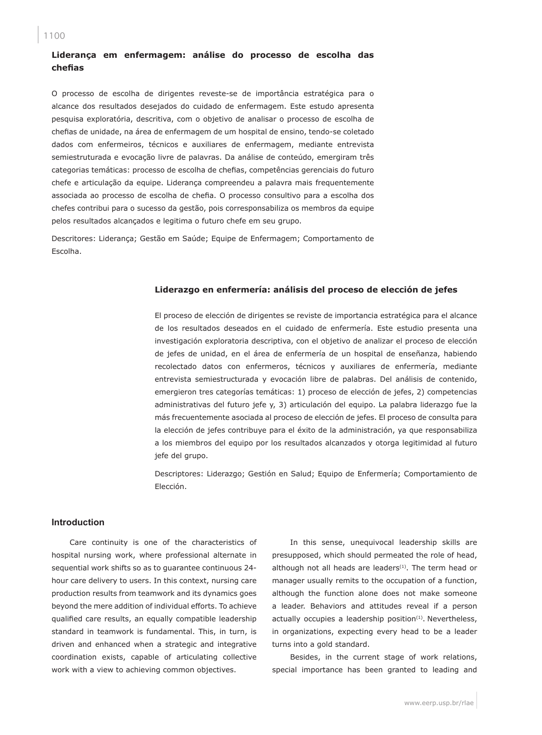### Liderança em enfermagem: análise do processo de escolha das chefias

O processo de escolha de dirigentes reveste-se de importância estratégica para o alcance dos resultados desejados do cuidado de enfermagem. Este estudo apresenta pesquisa exploratória, descritiva, com o objetivo de analisar o processo de escolha de chefias de unidade, na área de enfermagem de um hospital de ensino, tendo-se coletado dados com enfermeiros, técnicos e auxiliares de enfermagem, mediante entrevista semiestruturada e evocação livre de palavras. Da análise de conteúdo, emergiram três categorias temáticas: processo de escolha de chefias, competências gerenciais do futuro chefe e articulação da equipe. Liderança compreendeu a palavra mais frequentemente associada ao processo de escolha de chefia. O processo consultivo para a escolha dos chefes contribui para o sucesso da gestão, pois corresponsabiliza os membros da equipe pelos resultados alcançados e legitima o futuro chefe em seu grupo.

Descritores: Liderança; Gestão em Saúde; Equipe de Enfermagem; Comportamento de Escolha.

### Liderazgo en enfermería: análisis del proceso de elección de jefes

El proceso de elección de dirigentes se reviste de importancia estratégica para el alcance de los resultados deseados en el cuidado de enfermería. Este estudio presenta una investigación exploratoria descriptiva, con el objetivo de analizar el proceso de elección de jefes de unidad, en el área de enfermería de un hospital de enseñanza, habiendo recolectado datos con enfermeros, técnicos y auxiliares de enfermería, mediante entrevista semiestructurada y evocación libre de palabras. Del análisis de contenido, emergieron tres categorías temáticas: 1) proceso de elección de jefes, 2) competencias administrativas del futuro jefe y, 3) articulación del equipo. La palabra liderazgo fue la más frecuentemente asociada al proceso de elección de jefes. El proceso de consulta para la elección de jefes contribuye para el éxito de la administración, ya que responsabiliza a los miembros del equipo por los resultados alcanzados y otorga legitimidad al futuro jefe del grupo.

Descriptores: Liderazgo; Gestión en Salud; Equipo de Enfermería; Comportamiento de Elección.

## Introduction

Care continuity is one of the characteristics of hospital nursing work, where professional alternate in sequential work shifts so as to guarantee continuous 24-hour care delivery to users. In this context, nursing care production results from teamwork and its dynamics goes beyond the mere addition of individual efforts. To achieve qualified care results, an equally compatible leadership standard in teamwork is fundamental. This, in turn, is driven and enhanced when a strategic and integrative coordination exists, capable of articulating collective work with a view to achieving common objectives.

In this sense, unequivocal leadership skills are presupposed, which should permeated the role of head, although not all heads are leaders[1]. The term head or manager usually remits to the occupation of a function, although the function alone does not make someone a leader. Behaviors and attitudes reveal if a person actually occupies a leadership position[1]. Nevertheless, in organizations, expecting every head to be a leader turns into a gold standard.

Besides, in the current stage of work relations, special importance has been granted to leading and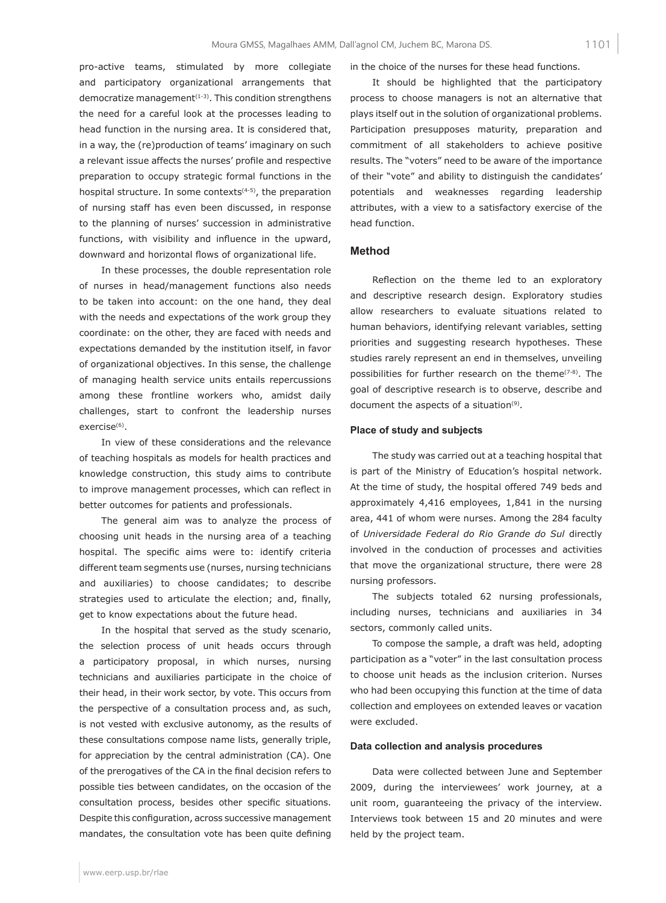pro-active teams, stimulated by more collegiate and participatory organizational arrangements that democratize management[1-3]. This condition strengthens the need for a careful look at the processes leading to head function in the nursing area. It is considered that, in a way, the (re)production of teams' imaginary on such a relevant issue affects the nurses' profile and respective preparation to occupy strategic formal functions in the hospital structure. In some contexts[4-5], the preparation of nursing staff has even been discussed, in response to the planning of nurses' succession in administrative functions, with visibility and influence in the upward, downward and horizontal flows of organizational life.

In these processes, the double representation role of nurses in head/management functions also needs to be taken into account: on the one hand, they deal with the needs and expectations of the work group they coordinate: on the other, they are faced with needs and expectations demanded by the institution itself, in favor of organizational objectives. In this sense, the challenge of managing health service units entails repercussions among these frontline workers who, amidst daily challenges, start to confront the leadership nurses exercise[6].

In view of these considerations and the relevance of teaching hospitals as models for health practices and knowledge construction, this study aims to contribute to improve management processes, which can reflect in better outcomes for patients and professionals.

The general aim was to analyze the process of choosing unit heads in the nursing area of a teaching hospital. The specific aims were to: identify criteria different team segments use (nurses, nursing technicians and auxiliaries) to choose candidates; to describe strategies used to articulate the election; and, finally, get to know expectations about the future head.

In the hospital that served as the study scenario, the selection process of unit heads occurs through a participatory proposal, in which nurses, nursing technicians and auxiliaries participate in the choice of their head, in their work sector, by vote. This occurs from the perspective of a consultation process and, as such, is not vested with exclusive autonomy, as the results of these consultations compose name lists, generally triple, for appreciation by the central administration (CA). One of the prerogatives of the CA in the final decision refers to possible ties between candidates, on the occasion of the consultation process, besides other specific situations. Despite this configuration, across successive management mandates, the consultation vote has been quite defining in the choice of the nurses for these head functions.

It should be highlighted that the participatory process to choose managers is not an alternative that plays itself out in the solution of organizational problems. Participation presupposes maturity, preparation and commitment of all stakeholders to achieve positive results. The "voters" need to be aware of the importance of their "vote" and ability to distinguish the candidates' potentials and weaknesses regarding leadership attributes, with a view to a satisfactory exercise of the head function.

## Method

Reflection on the theme led to an exploratory and descriptive research design. Exploratory studies allow researchers to evaluate situations related to human behaviors, identifying relevant variables, setting priorities and suggesting research hypotheses. These studies rarely represent an end in themselves, unveiling possibilities for further research on the theme[7-8]. The goal of descriptive research is to observe, describe and document the aspects of a situation[9].

### Place of study and subjects

The study was carried out at a teaching hospital that is part of the Ministry of Education's hospital network. At the time of study, the hospital offered 749 beds and approximately 4,416 employees, 1,841 in the nursing area, 441 of whom were nurses. Among the 284 faculty of *Universidade Federal do Rio Grande do Sul* directly involved in the conduction of processes and activities that move the organizational structure, there were 28 nursing professors.

The subjects totaled 62 nursing professionals, including nurses, technicians and auxiliaries in 34 sectors, commonly called units.

To compose the sample, a draft was held, adopting participation as a "voter" in the last consultation process to choose unit heads as the inclusion criterion. Nurses who had been occupying this function at the time of data collection and employees on extended leaves or vacation were excluded.

### Data collection and analysis procedures

Data were collected between June and September 2009, during the interviewees' work journey, at a unit room, guaranteeing the privacy of the interview. Interviews took between 15 and 20 minutes and were held by the project team.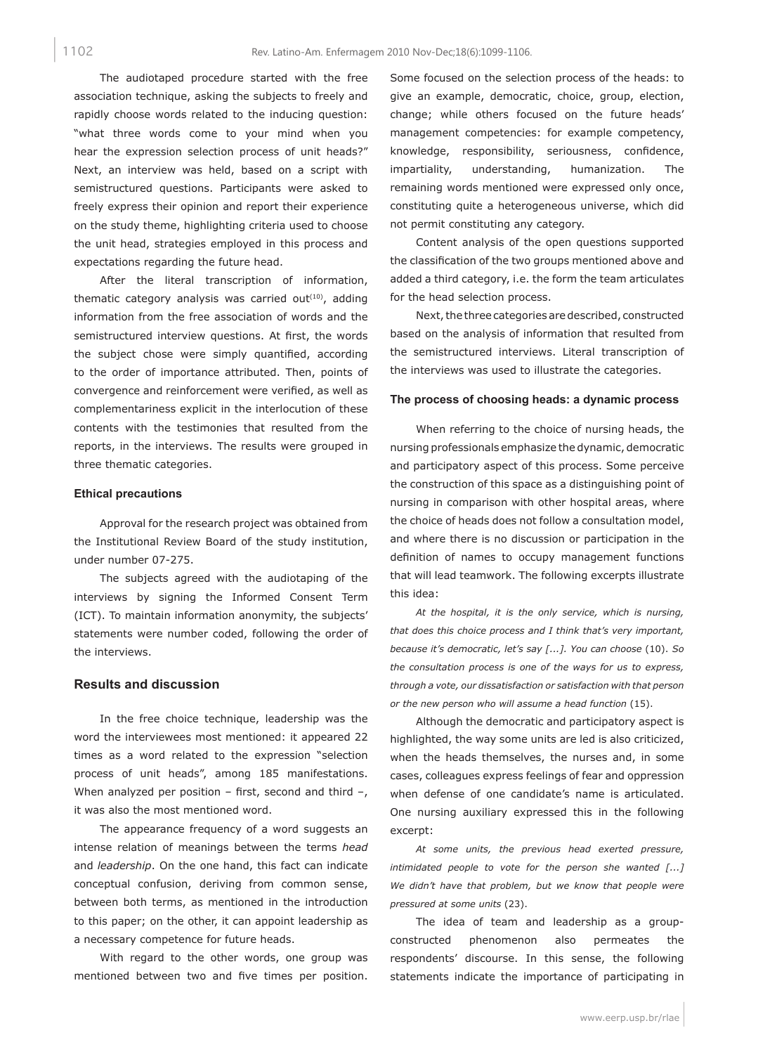The audiotaped procedure started with the free association technique, asking the subjects to freely and rapidly choose words related to the inducing question: "what three words come to your mind when you hear the expression selection process of unit heads?" Next, an interview was held, based on a script with semistructured questions. Participants were asked to freely express their opinion and report their experience on the study theme, highlighting criteria used to choose the unit head, strategies employed in this process and expectations regarding the future head.

After the literal transcription of information, thematic category analysis was carried out[10], adding information from the free association of words and the semistructured interview questions. At first, the words the subject chose were simply quantified, according to the order of importance attributed. Then, points of convergence and reinforcement were verified, as well as complementariness explicit in the interlocution of these contents with the testimonies that resulted from the reports, in the interviews. The results were grouped in three thematic categories.

#### Ethical precautions

Approval for the research project was obtained from the Institutional Review Board of the study institution, under number 07-275.

The subjects agreed with the audiotaping of the interviews by signing the Informed Consent Term (ICT). To maintain information anonymity, the subjects' statements were number coded, following the order of the interviews.

### Results and discussion

In the free choice technique, leadership was the word the interviewees most mentioned: it appeared 22 times as a word related to the expression "selection process of unit heads", among 185 manifestations. When analyzed per position – first, second and third –, it was also the most mentioned word.

The appearance frequency of a word suggests an intense relation of meanings between the terms *head* and *leadership*. On the one hand, this fact can indicate conceptual confusion, deriving from common sense, between both terms, as mentioned in the introduction to this paper; on the other, it can appoint leadership as a necessary competence for future heads.

With regard to the other words, one group was mentioned between two and five times per position. Some focused on the selection process of the heads: to give an example, democratic, choice, group, election, change; while others focused on the future heads' management competencies: for example competency, knowledge, responsibility, seriousness, confidence, impartiality, understanding, humanization. The remaining words mentioned were expressed only once, constituting quite a heterogeneous universe, which did not permit constituting any category.

Content analysis of the open questions supported the classification of the two groups mentioned above and added a third category, i.e. the form the team articulates for the head selection process.

Next, the three categories are described, constructed based on the analysis of information that resulted from the semistructured interviews. Literal transcription of the interviews was used to illustrate the categories.

#### The process of choosing heads: a dynamic process

When referring to the choice of nursing heads, the nursing professionals emphasize the dynamic, democratic and participatory aspect of this process. Some perceive the construction of this space as a distinguishing point of nursing in comparison with other hospital areas, where the choice of heads does not follow a consultation model, and where there is no discussion or participation in the definition of names to occupy management functions that will lead teamwork. The following excerpts illustrate this idea:

*At the hospital, it is the only service, which is nursing, that does this choice process and I think that's very important, because it's democratic, let's say [...]. You can choose* (10). *So the consultation process is one of the ways for us to express, through a vote, our dissatisfaction or satisfaction with that person or the new person who will assume a head function* (15).

Although the democratic and participatory aspect is highlighted, the way some units are led is also criticized, when the heads themselves, the nurses and, in some cases, colleagues express feelings of fear and oppression when defense of one candidate's name is articulated. One nursing auxiliary expressed this in the following excerpt:

*At some units, the previous head exerted pressure, intimidated people to vote for the person she wanted [...] We didn't have that problem, but we know that people were pressured at some units* (23).

The idea of team and leadership as a group-constructed phenomenon also permeates the respondents' discourse. In this sense, the following statements indicate the importance of participating in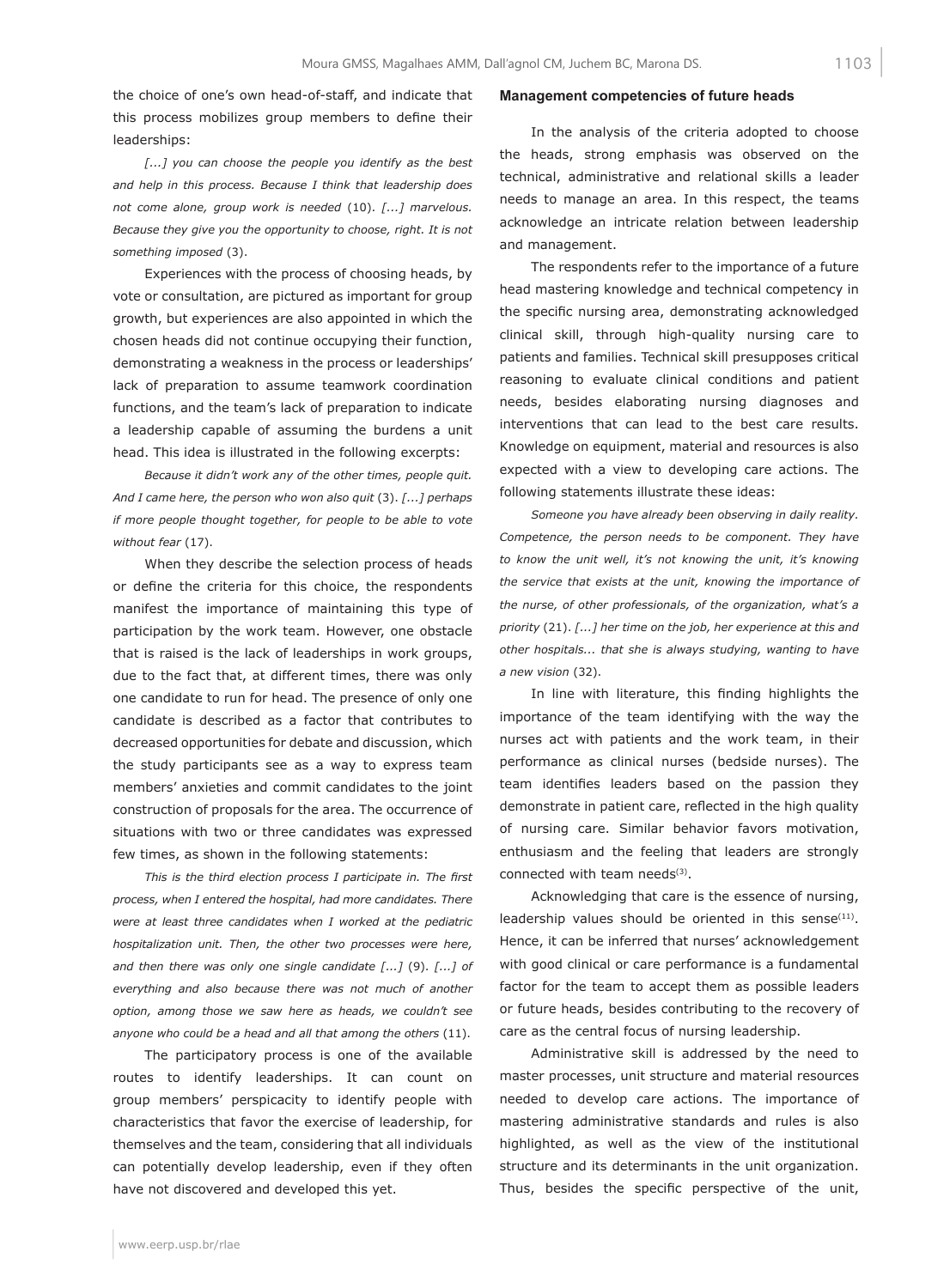the choice of one's own head-of-staff, and indicate that this process mobilizes group members to define their leaderships:

*[...] you can choose the people you identify as the best and help in this process. Because I think that leadership does not come alone, group work is needed* (10). *[...] marvelous. Because they give you the opportunity to choose, right. It is not something imposed* (3).

Experiences with the process of choosing heads, by vote or consultation, are pictured as important for group growth, but experiences are also appointed in which the chosen heads did not continue occupying their function, demonstrating a weakness in the process or leaderships' lack of preparation to assume teamwork coordination functions, and the team's lack of preparation to indicate a leadership capable of assuming the burdens a unit head. This idea is illustrated in the following excerpts:

*Because it didn't work any of the other times, people quit. And I came here, the person who won also quit* (3). *[...] perhaps if more people thought together, for people to be able to vote without fear* (17).

When they describe the selection process of heads or define the criteria for this choice, the respondents manifest the importance of maintaining this type of participation by the work team. However, one obstacle that is raised is the lack of leaderships in work groups, due to the fact that, at different times, there was only one candidate to run for head. The presence of only one candidate is described as a factor that contributes to decreased opportunities for debate and discussion, which the study participants see as a way to express team members' anxieties and commit candidates to the joint construction of proposals for the area. The occurrence of situations with two or three candidates was expressed few times, as shown in the following statements:

*This is the third election process I participate in. The first process, when I entered the hospital, had more candidates. There were at least three candidates when I worked at the pediatric hospitalization unit. Then, the other two processes were here, and then there was only one single candidate [...]* (9). *[...] of everything and also because there was not much of another option, among those we saw here as heads, we couldn't see anyone who could be a head and all that among the others* (11).

The participatory process is one of the available routes to identify leaderships. It can count on group members' perspicacity to identify people with characteristics that favor the exercise of leadership, for themselves and the team, considering that all individuals can potentially develop leadership, even if they often have not discovered and developed this yet.

**Management competencies of future heads**

In the analysis of the criteria adopted to choose the heads, strong emphasis was observed on the technical, administrative and relational skills a leader needs to manage an area. In this respect, the teams acknowledge an intricate relation between leadership and management.

The respondents refer to the importance of a future head mastering knowledge and technical competency in the specific nursing area, demonstrating acknowledged clinical skill, through high-quality nursing care to patients and families. Technical skill presupposes critical reasoning to evaluate clinical conditions and patient needs, besides elaborating nursing diagnoses and interventions that can lead to the best care results. Knowledge on equipment, material and resources is also expected with a view to developing care actions. The following statements illustrate these ideas:

*Someone you have already been observing in daily reality. Competence, the person needs to be component. They have to know the unit well, it's not knowing the unit, it's knowing the service that exists at the unit, knowing the importance of the nurse, of other professionals, of the organization, what's a priority* (21). *[...] her time on the job, her experience at this and other hospitals... that she is always studying, wanting to have a new vision* (32).

In line with literature, this finding highlights the importance of the team identifying with the way the nurses act with patients and the work team, in their performance as clinical nurses (bedside nurses). The team identifies leaders based on the passion they demonstrate in patient care, reflected in the high quality of nursing care. Similar behavior favors motivation, enthusiasm and the feeling that leaders are strongly connected with team needs[3].

Acknowledging that care is the essence of nursing, leadership values should be oriented in this sense[11]. Hence, it can be inferred that nurses' acknowledgement with good clinical or care performance is a fundamental factor for the team to accept them as possible leaders or future heads, besides contributing to the recovery of care as the central focus of nursing leadership.

Administrative skill is addressed by the need to master processes, unit structure and material resources needed to develop care actions. The importance of mastering administrative standards and rules is also highlighted, as well as the view of the institutional structure and its determinants in the unit organization. Thus, besides the specific perspective of the unit,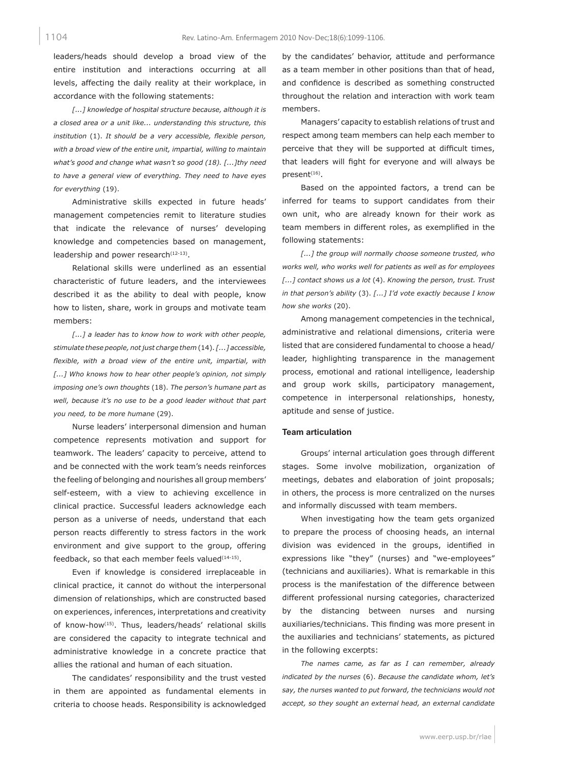leaders/heads should develop a broad view of the entire institution and interactions occurring at all levels, affecting the daily reality at their workplace, in accordance with the following statements:

*[...] knowledge of hospital structure because, although it is a closed area or a unit like... understanding this structure, this institution* (1). *It should be a very accessible, flexible person, with a broad view of the entire unit, impartial, willing to maintain what's good and change what wasn't so good (18). [...]thy need to have a general view of everything. They need to have eyes for everything* (19).

Administrative skills expected in future heads' management competencies remit to literature studies that indicate the relevance of nurses' developing knowledge and competencies based on management, leadership and power research[12-13].

Relational skills were underlined as an essential characteristic of future leaders, and the interviewees described it as the ability to deal with people, know how to listen, share, work in groups and motivate team members:

*[...] a leader has to know how to work with other people, stimulate these people, not just charge them* (14). *[...] accessible, flexible, with a broad view of the entire unit, impartial, with [...] Who knows how to hear other people's opinion, not simply imposing one's own thoughts* (18). *The person's humane part as well, because it's no use to be a good leader without that part you need, to be more humane* (29).

Nurse leaders' interpersonal dimension and human competence represents motivation and support for teamwork. The leaders' capacity to perceive, attend to and be connected with the work team's needs reinforces the feeling of belonging and nourishes all group members' self-esteem, with a view to achieving excellence in clinical practice. Successful leaders acknowledge each person as a universe of needs, understand that each person reacts differently to stress factors in the work environment and give support to the group, offering feedback, so that each member feels valued[14-15].

Even if knowledge is considered irreplaceable in clinical practice, it cannot do without the interpersonal dimension of relationships, which are constructed based on experiences, inferences, interpretations and creativity of know-how[15]. Thus, leaders/heads' relational skills are considered the capacity to integrate technical and administrative knowledge in a concrete practice that allies the rational and human of each situation.

The candidates' responsibility and the trust vested in them are appointed as fundamental elements in criteria to choose heads. Responsibility is acknowledged by the candidates' behavior, attitude and performance as a team member in other positions than that of head, and confidence is described as something constructed throughout the relation and interaction with work team members.

Managers' capacity to establish relations of trust and respect among team members can help each member to perceive that they will be supported at difficult times, that leaders will fight for everyone and will always be present[16].

Based on the appointed factors, a trend can be inferred for teams to support candidates from their own unit, who are already known for their work as team members in different roles, as exemplified in the following statements:

*[...] the group will normally choose someone trusted, who works well, who works well for patients as well as for employees [...] contact shows us a lot* (4). *Knowing the person, trust. Trust in that person's ability* (3). *[...] I'd vote exactly because I know how she works* (20).

Among management competencies in the technical, administrative and relational dimensions, criteria were listed that are considered fundamental to choose a head/leader, highlighting transparence in the management process, emotional and rational intelligence, leadership and group work skills, participatory management, competence in interpersonal relationships, honesty, aptitude and sense of justice.

### Team articulation

Groups' internal articulation goes through different stages. Some involve mobilization, organization of meetings, debates and elaboration of joint proposals; in others, the process is more centralized on the nurses and informally discussed with team members.

When investigating how the team gets organized to prepare the process of choosing heads, an internal division was evidenced in the groups, identified in expressions like "they" (nurses) and "we-employees" (technicians and auxiliaries). What is remarkable in this process is the manifestation of the difference between different professional nursing categories, characterized by the distancing between nurses and nursing auxiliaries/technicians. This finding was more present in the auxiliaries and technicians' statements, as pictured in the following excerpts:

*The names came, as far as I can remember, already indicated by the nurses* (6). *Because the candidate whom, let's say, the nurses wanted to put forward, the technicians would not accept, so they sought an external head, an external candidate*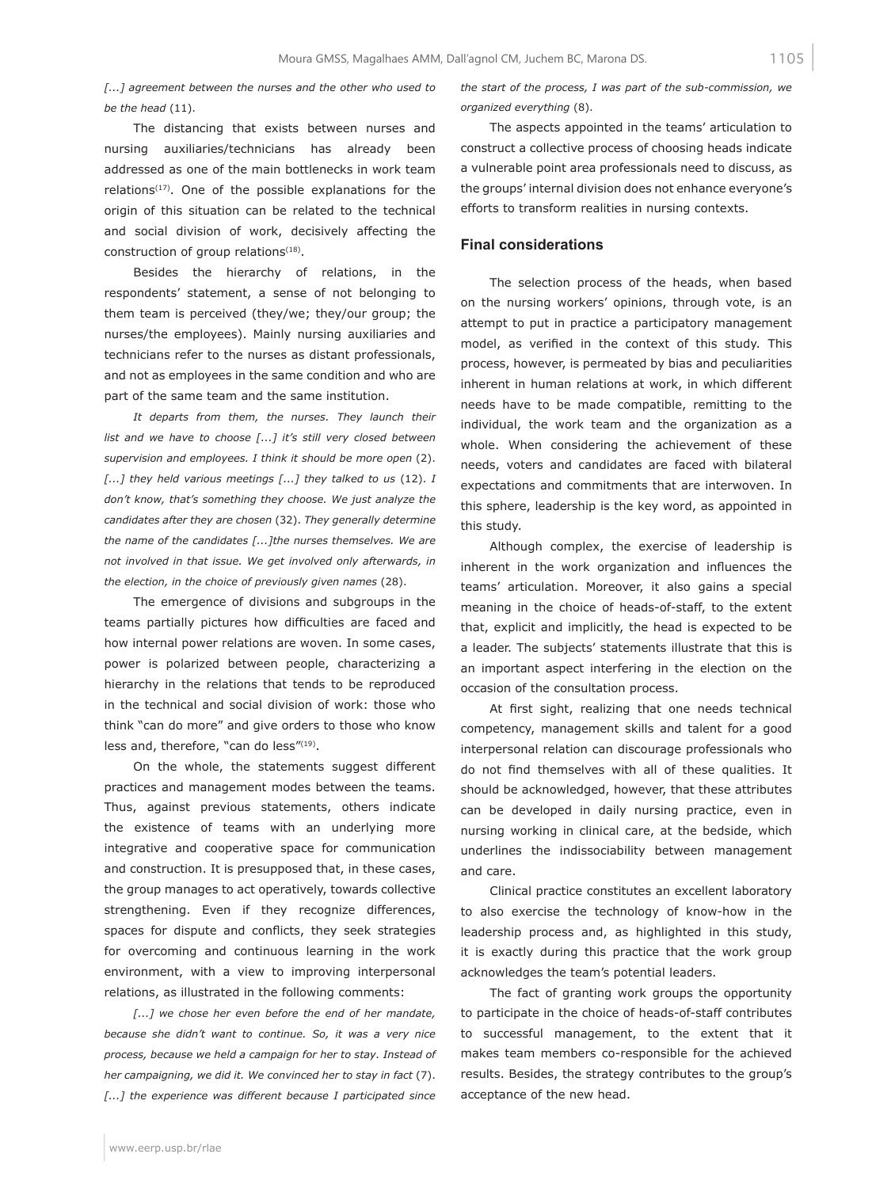*[...] agreement between the nurses and the other who used to be the head* (11).

The distancing that exists between nurses and nursing auxiliaries/technicians has already been addressed as one of the main bottlenecks in work team relations[17]. One of the possible explanations for the origin of this situation can be related to the technical and social division of work, decisively affecting the construction of group relations[18].

Besides the hierarchy of relations, in the respondents' statement, a sense of not belonging to them team is perceived (they/we; they/our group; the nurses/the employees). Mainly nursing auxiliaries and technicians refer to the nurses as distant professionals, and not as employees in the same condition and who are part of the same team and the same institution.

*It departs from them, the nurses. They launch their list and we have to choose [...] it's still very closed between supervision and employees. I think it should be more open* (2). *[...] they held various meetings [...] they talked to us* (12). *I don't know, that's something they choose. We just analyze the candidates after they are chosen* (32). *They generally determine the name of the candidates [...]the nurses themselves. We are not involved in that issue. We get involved only afterwards, in the election, in the choice of previously given names* (28).

The emergence of divisions and subgroups in the teams partially pictures how difficulties are faced and how internal power relations are woven. In some cases, power is polarized between people, characterizing a hierarchy in the relations that tends to be reproduced in the technical and social division of work: those who think "can do more" and give orders to those who know less and, therefore, "can do less"[19].

On the whole, the statements suggest different practices and management modes between the teams. Thus, against previous statements, others indicate the existence of teams with an underlying more integrative and cooperative space for communication and construction. It is presupposed that, in these cases, the group manages to act operatively, towards collective strengthening. Even if they recognize differences, spaces for dispute and conflicts, they seek strategies for overcoming and continuous learning in the work environment, with a view to improving interpersonal relations, as illustrated in the following comments:

*[...] we chose her even before the end of her mandate, because she didn't want to continue. So, it was a very nice process, because we held a campaign for her to stay. Instead of her campaigning, we did it. We convinced her to stay in fact* (7). *[...] the experience was different because I participated since the start of the process, I was part of the sub-commission, we organized everything* (8).

The aspects appointed in the teams' articulation to construct a collective process of choosing heads indicate a vulnerable point area professionals need to discuss, as the groups' internal division does not enhance everyone's efforts to transform realities in nursing contexts.

## Final considerations

The selection process of the heads, when based on the nursing workers' opinions, through vote, is an attempt to put in practice a participatory management model, as verified in the context of this study. This process, however, is permeated by bias and peculiarities inherent in human relations at work, in which different needs have to be made compatible, remitting to the individual, the work team and the organization as a whole. When considering the achievement of these needs, voters and candidates are faced with bilateral expectations and commitments that are interwoven. In this sphere, leadership is the key word, as appointed in this study.

Although complex, the exercise of leadership is inherent in the work organization and influences the teams' articulation. Moreover, it also gains a special meaning in the choice of heads-of-staff, to the extent that, explicit and implicitly, the head is expected to be a leader. The subjects' statements illustrate that this is an important aspect interfering in the election on the occasion of the consultation process.

At first sight, realizing that one needs technical competency, management skills and talent for a good interpersonal relation can discourage professionals who do not find themselves with all of these qualities. It should be acknowledged, however, that these attributes can be developed in daily nursing practice, even in nursing working in clinical care, at the bedside, which underlines the indissociability between management and care.

Clinical practice constitutes an excellent laboratory to also exercise the technology of know-how in the leadership process and, as highlighted in this study, it is exactly during this practice that the work group acknowledges the team's potential leaders.

The fact of granting work groups the opportunity to participate in the choice of heads-of-staff contributes to successful management, to the extent that it makes team members co-responsible for the achieved results. Besides, the strategy contributes to the group's acceptance of the new head.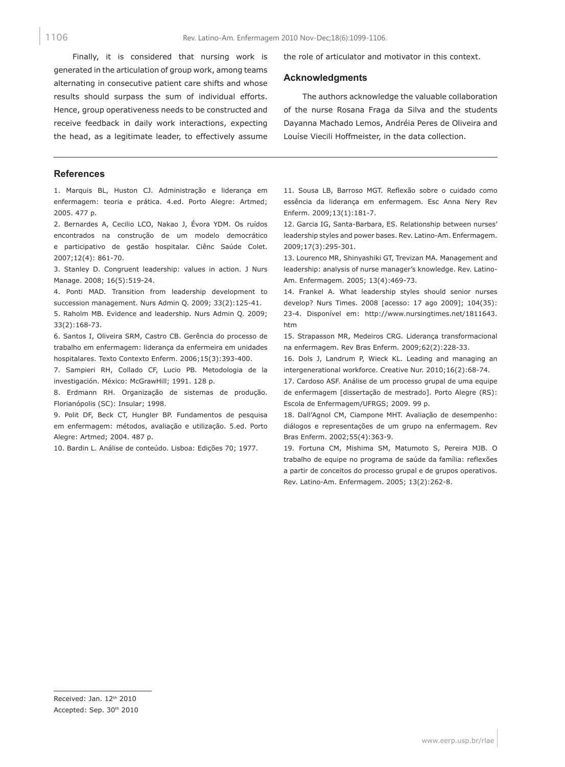Finally, it is considered that nursing work is generated in the articulation of group work, among teams alternating in consecutive patient care shifts and whose results should surpass the sum of individual efforts. Hence, group operativeness needs to be constructed and receive feedback in daily work interactions, expecting the head, as a legitimate leader, to effectively assume the role of articulator and motivator in this context.

## Acknowledgments

The authors acknowledge the valuable collaboration of the nurse Rosana Fraga da Silva and the students Dayanna Machado Lemos, Andréia Peres de Oliveira and Louíse Viecili Hoffmeister, in the data collection.

## References

1. Marquis BL, Huston CJ. Administração e liderança em enfermagem: teoria e prática. 4.ed. Porto Alegre: Artmed; 2005. 477 p.
2. Bernardes A, Cecilio LCO, Nakao J, Évora YDM. Os ruídos encontrados na construção de um modelo democrático e participativo de gestão hospitalar. Ciênc Saúde Colet. 2007;12(4): 861-70.
3. Stanley D. Congruent leadership: values in action. J Nurs Manage. 2008; 16(5):519-24.
4. Ponti MAD. Transition from leadership development to succession management. Nurs Admin Q. 2009; 33(2):125-41.
5. Raholm MB. Evidence and leadership. Nurs Admin Q. 2009; 33(2):168-73.
6. Santos I, Oliveira SRM, Castro CB. Gerência do processo de trabalho em enfermagem: liderança da enfermeira em unidades hospitalares. Texto Contexto Enferm. 2006;15(3):393-400.
7. Sampieri RH, Collado CF, Lucio PB. Metodologia de la investigación. México: McGrawHill; 1991. 128 p.
8. Erdmann RH. Organização de sistemas de produção. Florianópolis (SC): Insular; 1998.
9. Polit DF, Beck CT, Hungler BP. Fundamentos de pesquisa em enfermagem: métodos, avaliação e utilização. 5.ed. Porto Alegre: Artmed; 2004. 487 p.
10. Bardin L. Análise de conteúdo. Lisboa: Edições 70; 1977.
11. Sousa LB, Barroso MGT. Reflexão sobre o cuidado como essência da liderança em enfermagem. Esc Anna Nery Rev Enferm. 2009;13(1):181-7.
12. Garcia IG, Santa-Barbara, ES. Relationship between nurses' leadership styles and power bases. Rev. Latino-Am. Enfermagem. 2009;17(3):295-301.
13. Lourenco MR, Shinyashiki GT, Trevizan MA. Management and leadership: analysis of nurse manager's knowledge. Rev. Latino-Am. Enfermagem. 2005; 13(4):469-73.
14. Frankel A. What leadership styles should senior nurses develop? Nurs Times. 2008 [acesso: 17 ago 2009]; 104(35): 23-4. Disponível em: http://www.nursingtimes.net/1811643.htm
15. Strapasson MR, Medeiros CRG. Liderança transformacional na enfermagem. Rev Bras Enferm. 2009;62(2):228-33.
16. Dols J, Landrum P, Wieck KL. Leading and managing an intergenerational workforce. Creative Nur. 2010;16(2):68-74.
17. Cardoso ASF. Análise de um processo grupal de uma equipe de enfermagem [dissertação de mestrado]. Porto Alegre (RS): Escola de Enfermagem/UFRGS; 2009. 99 p.
18. Dall'Agnol CM, Ciampone MHT. Avaliação de desempenho: diálogos e representações de um grupo na enfermagem. Rev Bras Enferm. 2002;55(4):363-9.
19. Fortuna CM, Mishima SM, Matumoto S, Pereira MJB. O trabalho de equipe no programa de saúde da família: reflexões a partir de conceitos do processo grupal e de grupos operativos. Rev. Latino-Am. Enfermagem. 2005; 13(2):262-8.

Received: Jan. 12th 2010
Accepted: Sep. 30th 2010